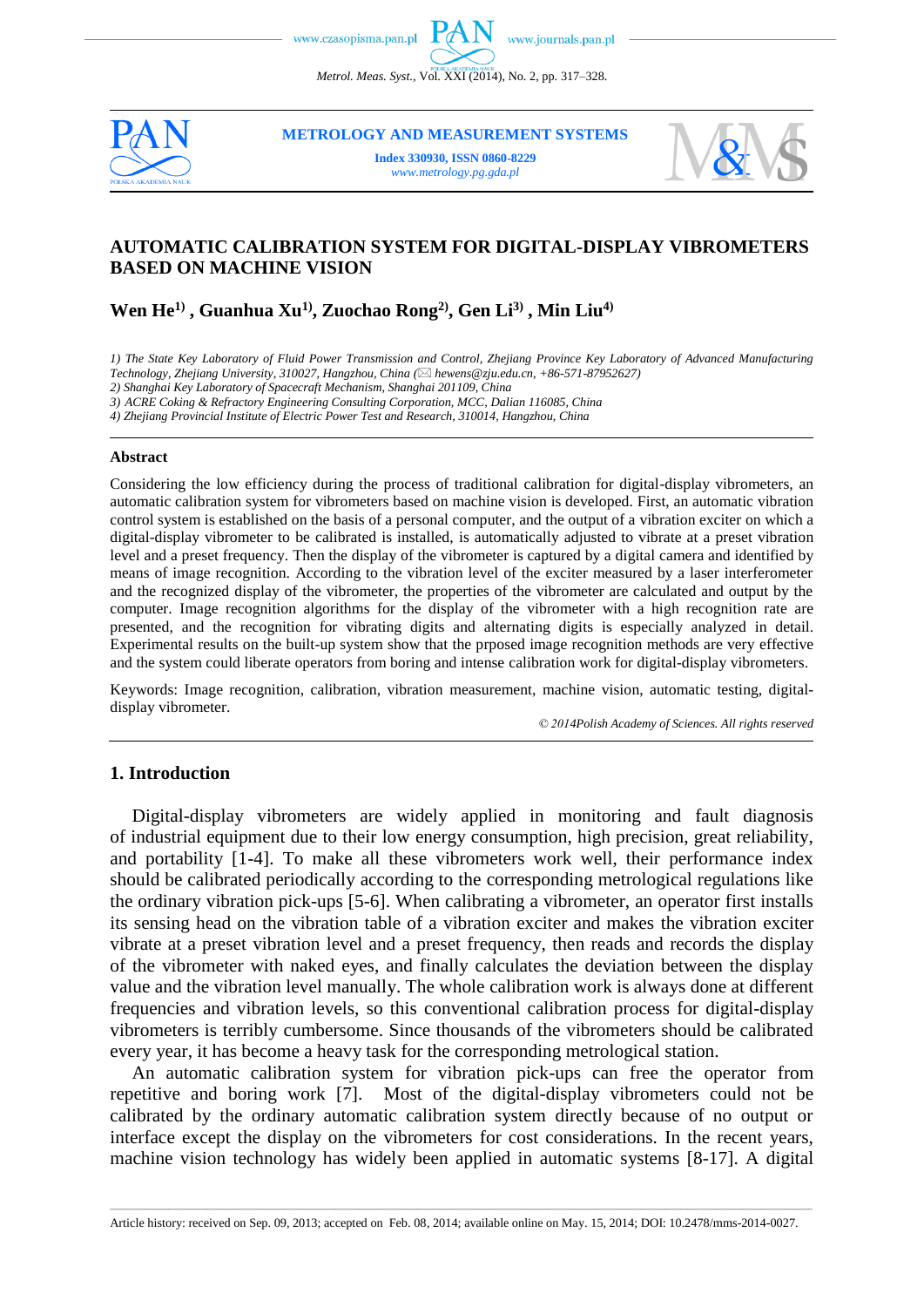# AUTOMATIC CALIBRATION SYSTEM FOR DIGITAL-DISPLAY VIBROMETERS BASED ON MACHINE VISION

**Wen He[1], Guanhua Xu[1], Zuochao Rong[2], Gen Li[3], Min Liu[4]**

*1) The State Key Laboratory of Fluid Power Transmission and Control, Zhejiang Province Key Laboratory of Advanced Manufacturing Technology, Zhejiang University, 310027, Hangzhou, China (✉ hewens@zju.edu.cn, +86-571-87952627)*
*2) Shanghai Key Laboratory of Spacecraft Mechanism, Shanghai 201109, China*
*3) ACRE Coking & Refractory Engineering Consulting Corporation, MCC, Dalian 116085, China*
*4) Zhejiang Provincial Institute of Electric Power Test and Research, 310014, Hangzhou, China*

### Abstract

Considering the low efficiency during the process of traditional calibration for digital-display vibrometers, an automatic calibration system for vibrometers based on machine vision is developed. First, an automatic vibration control system is established on the basis of a personal computer, and the output of a vibration exciter on which a digital-display vibrometer to be calibrated is installed, is automatically adjusted to vibrate at a preset vibration level and a preset frequency. Then the display of the vibrometer is captured by a digital camera and identified by means of image recognition. According to the vibration level of the exciter measured by a laser interferometer and the recognized display of the vibrometer, the properties of the vibrometer are calculated and output by the computer. Image recognition algorithms for the display of the vibrometer with a high recognition rate are presented, and the recognition for vibrating digits and alternating digits is especially analyzed in detail. Experimental results on the built-up system show that the prposed image recognition methods are very effective and the system could liberate operators from boring and intense calibration work for digital-display vibrometers.

Keywords: Image recognition, calibration, vibration measurement, machine vision, automatic testing, digital-display vibrometer.

*© 2014Polish Academy of Sciences. All rights reserved*

## 1. Introduction

Digital-display vibrometers are widely applied in monitoring and fault diagnosis of industrial equipment due to their low energy consumption, high precision, great reliability, and portability [1-4]. To make all these vibrometers work well, their performance index should be calibrated periodically according to the corresponding metrological regulations like the ordinary vibration pick-ups [5-6]. When calibrating a vibrometer, an operator first installs its sensing head on the vibration table of a vibration exciter and makes the vibration exciter vibrate at a preset vibration level and a preset frequency, then reads and records the display of the vibrometer with naked eyes, and finally calculates the deviation between the display value and the vibration level manually. The whole calibration work is always done at different frequencies and vibration levels, so this conventional calibration process for digital-display vibrometers is terribly cumbersome. Since thousands of the vibrometers should be calibrated every year, it has become a heavy task for the corresponding metrological station.

An automatic calibration system for vibration pick-ups can free the operator from repetitive and boring work [7]. Most of the digital-display vibrometers could not be calibrated by the ordinary automatic calibration system directly because of no output or interface except the display on the vibrometers for cost considerations. In the recent years, machine vision technology has widely been applied in automatic systems [8-17]. A digital

Article history: received on Sep. 09, 2013; accepted on Feb. 08, 2014; available online on May. 15, 2014; DOI: 10.2478/mms-2014-0027.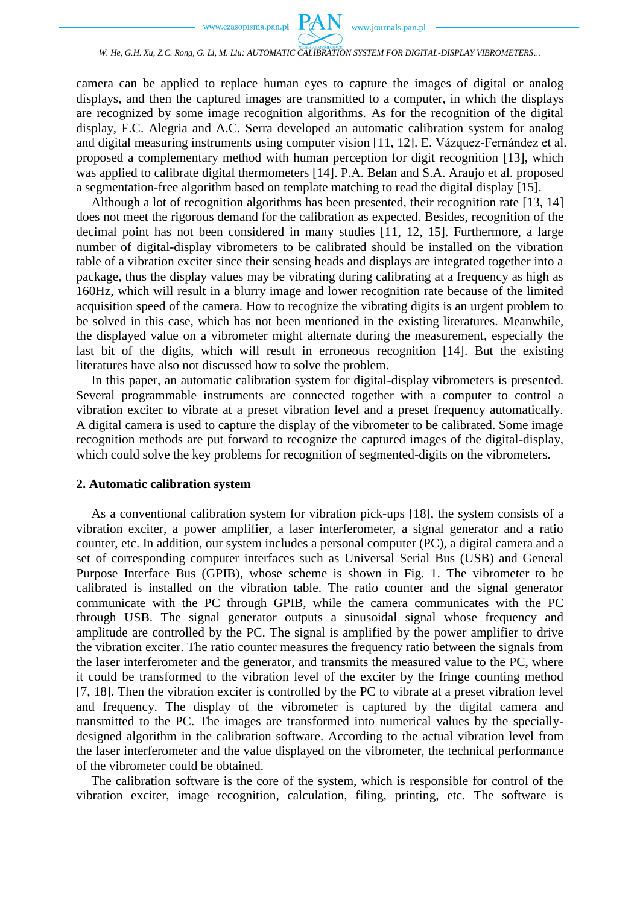camera can be applied to replace human eyes to capture the images of digital or analog displays, and then the captured images are transmitted to a computer, in which the displays are recognized by some image recognition algorithms. As for the recognition of the digital display, F.C. Alegria and A.C. Serra developed an automatic calibration system for analog and digital measuring instruments using computer vision [11, 12]. E. Vázquez-Fernández et al. proposed a complementary method with human perception for digit recognition [13], which was applied to calibrate digital thermometers [14]. P.A. Belan and S.A. Araujo et al. proposed a segmentation-free algorithm based on template matching to read the digital display [15].

Although a lot of recognition algorithms has been presented, their recognition rate [13, 14] does not meet the rigorous demand for the calibration as expected. Besides, recognition of the decimal point has not been considered in many studies [11, 12, 15]. Furthermore, a large number of digital-display vibrometers to be calibrated should be installed on the vibration table of a vibration exciter since their sensing heads and displays are integrated together into a package, thus the display values may be vibrating during calibrating at a frequency as high as 160Hz, which will result in a blurry image and lower recognition rate because of the limited acquisition speed of the camera. How to recognize the vibrating digits is an urgent problem to be solved in this case, which has not been mentioned in the existing literatures. Meanwhile, the displayed value on a vibrometer might alternate during the measurement, especially the last bit of the digits, which will result in erroneous recognition [14]. But the existing literatures have also not discussed how to solve the problem.

In this paper, an automatic calibration system for digital-display vibrometers is presented. Several programmable instruments are connected together with a computer to control a vibration exciter to vibrate at a preset vibration level and a preset frequency automatically. A digital camera is used to capture the display of the vibrometer to be calibrated. Some image recognition methods are put forward to recognize the captured images of the digital-display, which could solve the key problems for recognition of segmented-digits on the vibrometers.

## 2. Automatic calibration system

As a conventional calibration system for vibration pick-ups [18], the system consists of a vibration exciter, a power amplifier, a laser interferometer, a signal generator and a ratio counter, etc. In addition, our system includes a personal computer (PC), a digital camera and a set of corresponding computer interfaces such as Universal Serial Bus (USB) and General Purpose Interface Bus (GPIB), whose scheme is shown in Fig. 1. The vibrometer to be calibrated is installed on the vibration table. The ratio counter and the signal generator communicate with the PC through GPIB, while the camera communicates with the PC through USB. The signal generator outputs a sinusoidal signal whose frequency and amplitude are controlled by the PC. The signal is amplified by the power amplifier to drive the vibration exciter. The ratio counter measures the frequency ratio between the signals from the laser interferometer and the generator, and transmits the measured value to the PC, where it could be transformed to the vibration level of the exciter by the fringe counting method [7, 18]. Then the vibration exciter is controlled by the PC to vibrate at a preset vibration level and frequency. The display of the vibrometer is captured by the digital camera and transmitted to the PC. The images are transformed into numerical values by the specially-designed algorithm in the calibration software. According to the actual vibration level from the laser interferometer and the value displayed on the vibrometer, the technical performance of the vibrometer could be obtained.

The calibration software is the core of the system, which is responsible for control of the vibration exciter, image recognition, calculation, filing, printing, etc. The software is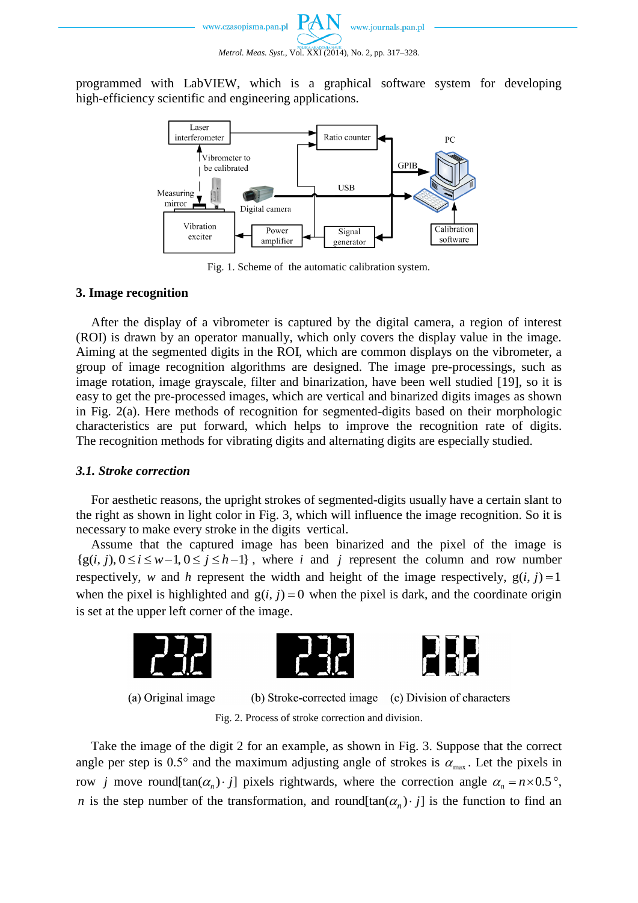programmed with LabVIEW, which is a graphical software system for developing high-efficiency scientific and engineering applications.

Fig. 1. Scheme of the automatic calibration system.

## 3. Image recognition

After the display of a vibrometer is captured by the digital camera, a region of interest (ROI) is drawn by an operator manually, which only covers the display value in the image. Aiming at the segmented digits in the ROI, which are common displays on the vibrometer, a group of image recognition algorithms are designed. The image pre-processings, such as image rotation, image grayscale, filter and binarization, have been well studied [19], so it is easy to get the pre-processed images, which are vertical and binarized digits images as shown in Fig. 2(a). Here methods of recognition for segmented-digits based on their morphologic characteristics are put forward, which helps to improve the recognition rate of digits. The recognition methods for vibrating digits and alternating digits are especially studied.

### *3.1. Stroke correction*

For aesthetic reasons, the upright strokes of segmented-digits usually have a certain slant to the right as shown in light color in Fig. 3, which will influence the image recognition. So it is necessary to make every stroke in the digits vertical.

Assume that the captured image has been binarized and the pixel of the image is $\{g(i, j), 0 \le i \le w-1, 0 \le j \le h-1\}$, where $i$ and $j$ represent the column and row number respectively, $w$ and $h$ represent the width and height of the image respectively, $g(i, j) = 1$ when the pixel is highlighted and $g(i, j) = 0$ when the pixel is dark, and the coordinate origin is set at the upper left corner of the image.

(a) Original image (b) Stroke-corrected image (c) Division of characters

Fig. 2. Process of stroke correction and division.

Take the image of the digit 2 for an example, as shown in Fig. 3. Suppose that the correct angle per step is 0.5° and the maximum adjusting angle of strokes is $\alpha_{\max}$. Let the pixels in row $j$ move $\text{round}[\tan(\alpha_n)\cdot j]$ pixels rightwards, where the correction angle $\alpha_n = n \times 0.5°$, $n$ is the step number of the transformation, and $\text{round}[\tan(\alpha_n)\cdot j]$ is the function to find an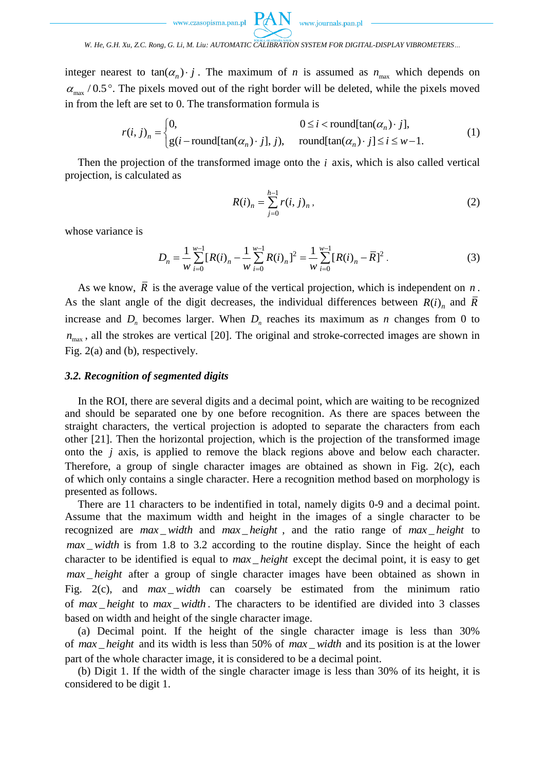integer nearest to $\tan(\alpha_n)\cdot j$. The maximum of $n$ is assumed as $n_{\max}$ which depends on $\alpha_{\max}/0.5°$. The pixels moved out of the right border will be deleted, while the pixels moved in from the left are set to 0. The transformation formula is

$$r(i,j)_n = \begin{cases} 0, & 0 \le i < \mathrm{round}[\tan(\alpha_n)\cdot j], \\ \mathrm{g}(i-\mathrm{round}[\tan(\alpha_n)\cdot j],\, j), & \mathrm{round}[\tan(\alpha_n)\cdot j] \le i \le w-1. \end{cases} \tag{1}$$

Then the projection of the transformed image onto the $i$ axis, which is also called vertical projection, is calculated as

$$R(i)_n = \sum_{j=0}^{h-1} r(i,j)_n \,, \tag{2}$$

whose variance is

$$D_n = \frac{1}{w}\sum_{i=0}^{w-1}[R(i)_n - \frac{1}{w}\sum_{i=0}^{w-1}R(i)_n]^2 = \frac{1}{w}\sum_{i=0}^{w-1}[R(i)_n - \bar{R}]^2 \,. \tag{3}$$

As we know, $\bar{R}$ is the average value of the vertical projection, which is independent on $n$. As the slant angle of the digit decreases, the individual differences between $R(i)_n$ and $\bar{R}$ increase and $D_n$ becomes larger. When $D_n$ reaches its maximum as $n$ changes from 0 to $n_{\max}$, all the strokes are vertical [20]. The original and stroke-corrected images are shown in Fig. 2(a) and (b), respectively.

### *3.2. Recognition of segmented digits*

In the ROI, there are several digits and a decimal point, which are waiting to be recognized and should be separated one by one before recognition. As there are spaces between the straight characters, the vertical projection is adopted to separate the characters from each other [21]. Then the horizontal projection, which is the projection of the transformed image onto the $j$ axis, is applied to remove the black regions above and below each character. Therefore, a group of single character images are obtained as shown in Fig. 2(c), each of which only contains a single character. Here a recognition method based on morphology is presented as follows.

There are 11 characters to be indentified in total, namely digits 0-9 and a decimal point. Assume that the maximum width and height in the images of a single character to be recognized are $max\_width$ and $max\_height$, and the ratio range of $max\_height$ to $max\_width$ is from 1.8 to 3.2 according to the routine display. Since the height of each character to be identified is equal to $max\_height$ except the decimal point, it is easy to get $max\_height$ after a group of single character images have been obtained as shown in Fig. 2(c), and $max\_width$ can coarsely be estimated from the minimum ratio of $max\_height$ to $max\_width$. The characters to be identified are divided into 3 classes based on width and height of the single character image.

(a) Decimal point. If the height of the single character image is less than 30% of $max\_height$ and its width is less than 50% of $max\_width$ and its position is at the lower part of the whole character image, it is considered to be a decimal point.

(b) Digit 1. If the width of the single character image is less than 30% of its height, it is considered to be digit 1.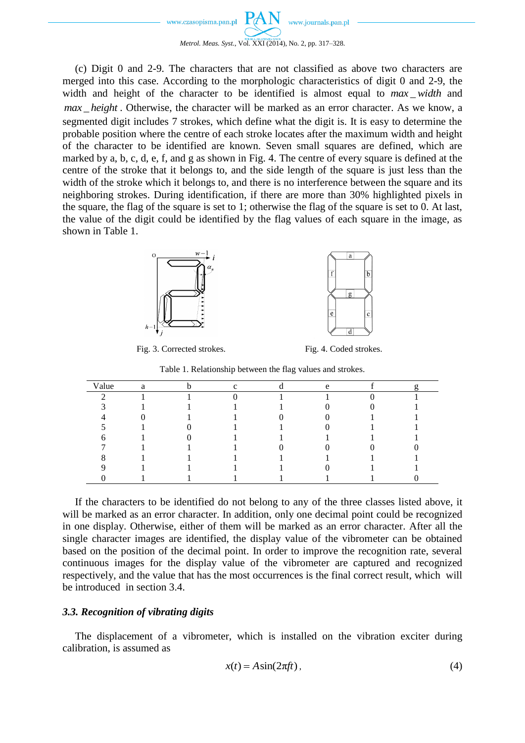(c) Digit 0 and 2-9. The characters that are not classified as above two characters are merged into this case. According to the morphologic characteristics of digit 0 and 2-9, the width and height of the character to be identified is almost equal to $max\_width$ and $max\_height$. Otherwise, the character will be marked as an error character. As we know, a segmented digit includes 7 strokes, which define what the digit is. It is easy to determine the probable position where the centre of each stroke locates after the maximum width and height of the character to be identified are known. Seven small squares are defined, which are marked by a, b, c, d, e, f, and g as shown in Fig. 4. The centre of every square is defined at the centre of the stroke that it belongs to, and the side length of the square is just less than the width of the stroke which it belongs to, and there is no interference between the square and its neighboring strokes. During identification, if there are more than 30% highlighted pixels in the square, the flag of the square is set to 1; otherwise the flag of the square is set to 0. At last, the value of the digit could be identified by the flag values of each square in the image, as shown in Table 1.

Fig. 3. Corrected strokes.

Fig. 4. Coded strokes.

Table 1. Relationship between the flag values and strokes.

| Value | a | b | c | d | e | f | g |
|---|---|---|---|---|---|---|---|
| 2 | 1 | 1 | 0 | 1 | 1 | 0 | 1 |
| 3 | 1 | 1 | 1 | 1 | 0 | 0 | 1 |
| 4 | 0 | 1 | 1 | 0 | 0 | 1 | 1 |
| 5 | 1 | 0 | 1 | 1 | 0 | 1 | 1 |
| 6 | 1 | 0 | 1 | 1 | 1 | 1 | 1 |
| 7 | 1 | 1 | 1 | 0 | 0 | 0 | 0 |
| 8 | 1 | 1 | 1 | 1 | 1 | 1 | 1 |
| 9 | 1 | 1 | 1 | 1 | 0 | 1 | 1 |
| 0 | 1 | 1 | 1 | 1 | 1 | 1 | 0 |

If the characters to be identified do not belong to any of the three classes listed above, it will be marked as an error character. In addition, only one decimal point could be recognized in one display. Otherwise, either of them will be marked as an error character. After all the single character images are identified, the display value of the vibrometer can be obtained based on the position of the decimal point. In order to improve the recognition rate, several continuous images for the display value of the vibrometer are captured and recognized respectively, and the value that has the most occurrences is the final correct result, which will be introduced in section 3.4.

### *3.3. Recognition of vibrating digits*

The displacement of a vibrometer, which is installed on the vibration exciter during calibration, is assumed as

$$x(t) = A\sin(2\pi ft), \tag{4}$$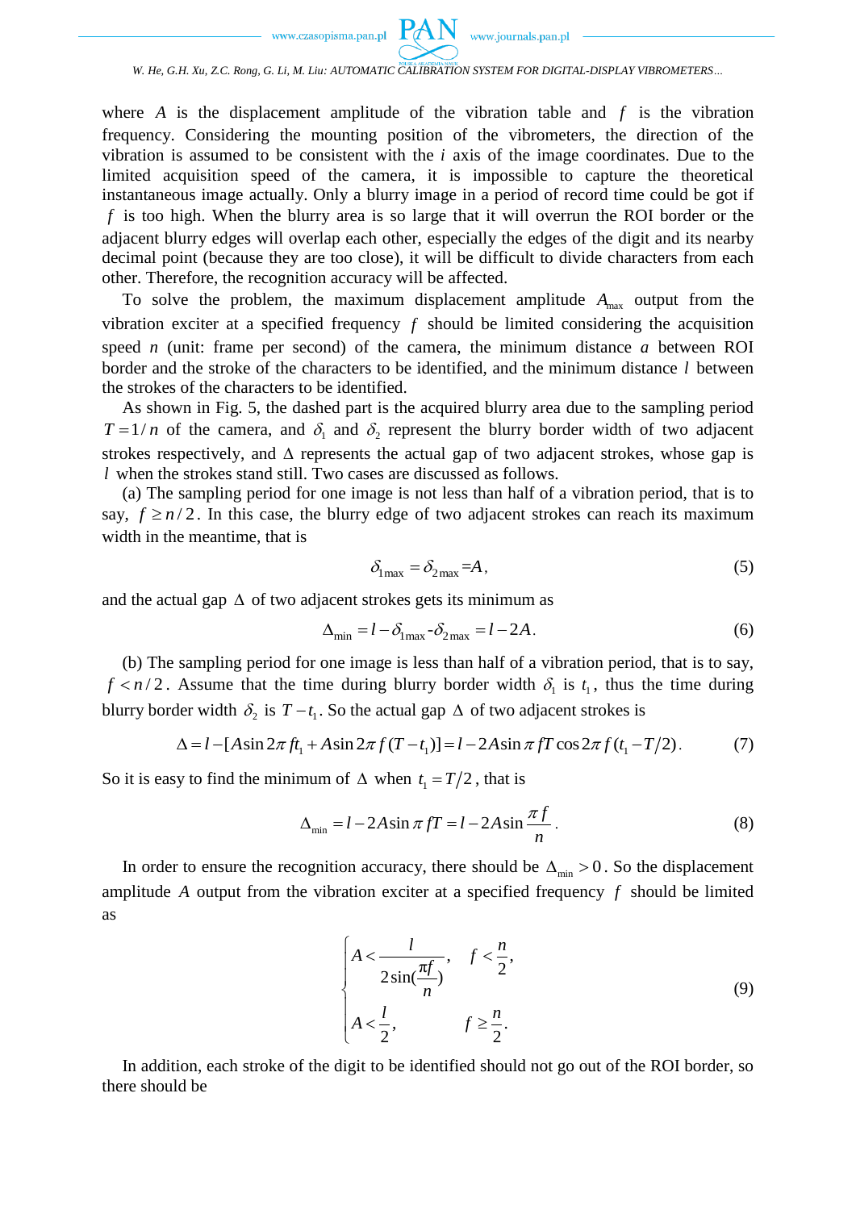where $A$ is the displacement amplitude of the vibration table and $f$ is the vibration frequency. Considering the mounting position of the vibrometers, the direction of the vibration is assumed to be consistent with the $i$ axis of the image coordinates. Due to the limited acquisition speed of the camera, it is impossible to capture the theoretical instantaneous image actually. Only a blurry image in a period of record time could be got if $f$ is too high. When the blurry area is so large that it will overrun the ROI border or the adjacent blurry edges will overlap each other, especially the edges of the digit and its nearby decimal point (because they are too close), it will be difficult to divide characters from each other. Therefore, the recognition accuracy will be affected.

To solve the problem, the maximum displacement amplitude $A_{\max}$ output from the vibration exciter at a specified frequency $f$ should be limited considering the acquisition speed $n$ (unit: frame per second) of the camera, the minimum distance $a$ between ROI border and the stroke of the characters to be identified, and the minimum distance $l$ between the strokes of the characters to be identified.

As shown in Fig. 5, the dashed part is the acquired blurry area due to the sampling period $T = 1/n$ of the camera, and $\delta_1$ and $\delta_2$ represent the blurry border width of two adjacent strokes respectively, and $\Delta$ represents the actual gap of two adjacent strokes, whose gap is $l$ when the strokes stand still. Two cases are discussed as follows.

(a) The sampling period for one image is not less than half of a vibration period, that is to say, $f \geq n/2$. In this case, the blurry edge of two adjacent strokes can reach its maximum width in the meantime, that is

$$\delta_{1\max} = \delta_{2\max} = A, \tag{5}$$

and the actual gap $\Delta$ of two adjacent strokes gets its minimum as

$$\Delta_{\min} = l - \delta_{1\max} - \delta_{2\max} = l - 2A. \tag{6}$$

(b) The sampling period for one image is less than half of a vibration period, that is to say, $f < n/2$. Assume that the time during blurry border width $\delta_1$ is $t_1$, thus the time during blurry border width $\delta_2$ is $T - t_1$. So the actual gap $\Delta$ of two adjacent strokes is

$$\Delta = l - [A\sin 2\pi f t_1 + A\sin 2\pi f (T - t_1)] = l - 2A\sin \pi f T \cos 2\pi f (t_1 - T/2). \tag{7}$$

So it is easy to find the minimum of $\Delta$ when $t_1 = T/2$, that is

$$\Delta_{\min} = l - 2A\sin \pi f T = l - 2A\sin \frac{\pi f}{n}. \tag{8}$$

In order to ensure the recognition accuracy, there should be $\Delta_{\min} > 0$. So the displacement amplitude $A$ output from the vibration exciter at a specified frequency $f$ should be limited as

$$\begin{cases} A < \dfrac{l}{2\sin(\dfrac{\pi f}{n})}, & f < \dfrac{n}{2}, \\ A < \dfrac{l}{2}, & f \geq \dfrac{n}{2}. \end{cases} \tag{9}$$

In addition, each stroke of the digit to be identified should not go out of the ROI border, so there should be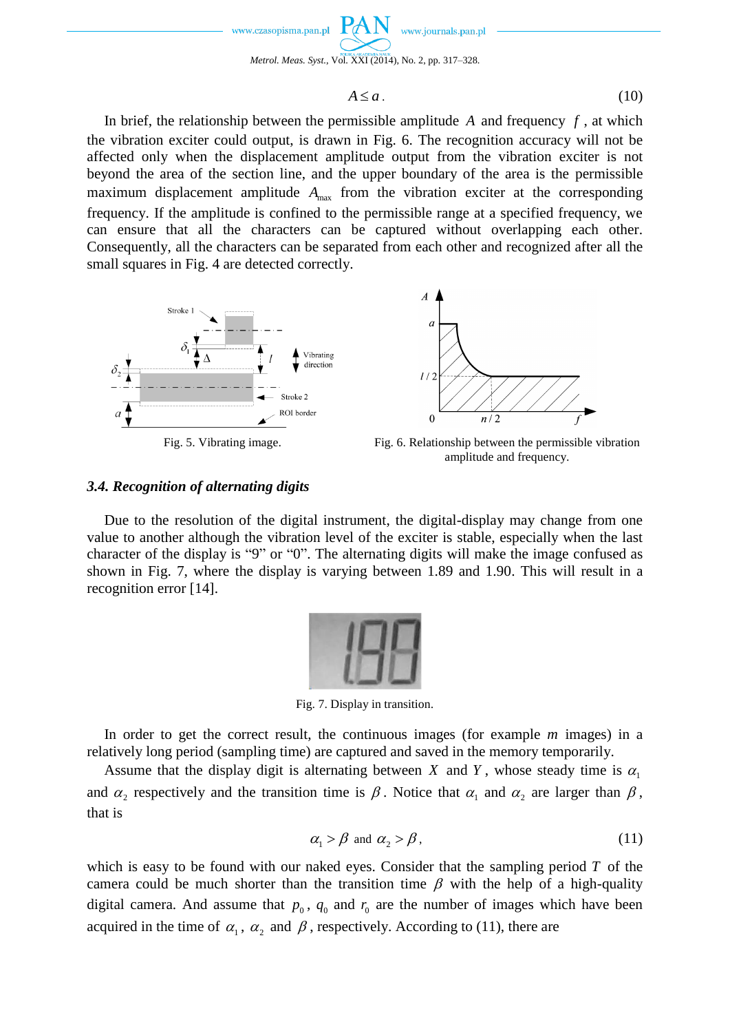$$A \le a. \tag{10}$$

In brief, the relationship between the permissible amplitude $A$ and frequency $f$, at which the vibration exciter could output, is drawn in Fig. 6. The recognition accuracy will not be affected only when the displacement amplitude output from the vibration exciter is not beyond the area of the section line, and the upper boundary of the area is the permissible maximum displacement amplitude $A_{max}$ from the vibration exciter at the corresponding frequency. If the amplitude is confined to the permissible range at a specified frequency, we can ensure that all the characters can be captured without overlapping each other. Consequently, all the characters can be separated from each other and recognized after all the small squares in Fig. 4 are detected correctly.

Fig. 5. Vibrating image.

Fig. 6. Relationship between the permissible vibration amplitude and frequency.

### 3.4. Recognition of alternating digits

Due to the resolution of the digital instrument, the digital-display may change from one value to another although the vibration level of the exciter is stable, especially when the last character of the display is “9” or “0”. The alternating digits will make the image confused as shown in Fig. 7, where the display is varying between 1.89 and 1.90. This will result in a recognition error [14].

Fig. 7. Display in transition.

In order to get the correct result, the continuous images (for example $m$ images) in a relatively long period (sampling time) are captured and saved in the memory temporarily.

Assume that the display digit is alternating between $X$ and $Y$, whose steady time is $\alpha_1$ and $\alpha_2$ respectively and the transition time is $\beta$. Notice that $\alpha_1$ and $\alpha_2$ are larger than $\beta$, that is

$$\alpha_1 > \beta \text{ and } \alpha_2 > \beta, \tag{11}$$

which is easy to be found with our naked eyes. Consider that the sampling period $T$ of the camera could be much shorter than the transition time $\beta$ with the help of a high-quality digital camera. And assume that $p_0$, $q_0$ and $r_0$ are the number of images which have been acquired in the time of $\alpha_1$, $\alpha_2$ and $\beta$, respectively. According to (11), there are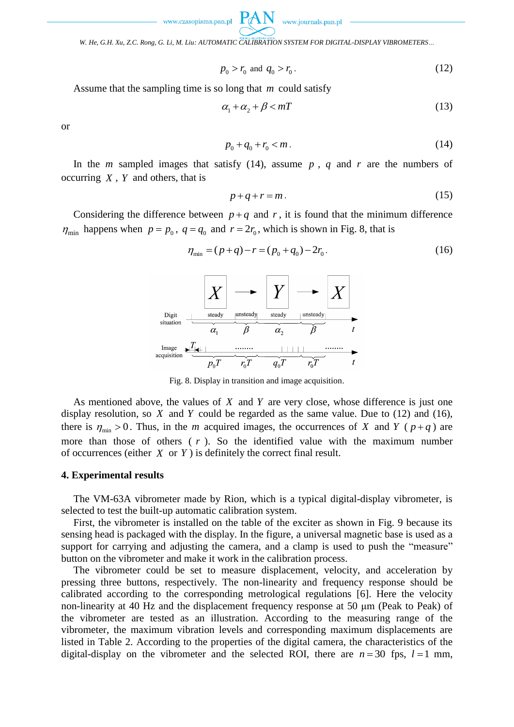$$p_0 > r_0 \text{ and } q_0 > r_0 . \tag{12}$$

Assume that the sampling time is so long that $m$ could satisfy

$$\alpha_1 + \alpha_2 + \beta < mT \tag{13}$$

or

$$p_0 + q_0 + r_0 < m . \tag{14}$$

In the $m$ sampled images that satisfy (14), assume $p$, $q$ and $r$ are the numbers of occurring $X$, $Y$ and others, that is

$$p + q + r = m . \tag{15}$$

Considering the difference between $p+q$ and $r$, it is found that the minimum difference $\eta_{\min}$ happens when $p = p_0$, $q = q_0$ and $r = 2r_0$, which is shown in Fig. 8, that is

$$\eta_{\min} = (p+q) - r = (p_0 + q_0) - 2r_0 . \tag{16}$$

Fig. 8. Display in transition and image acquisition.

As mentioned above, the values of $X$ and $Y$ are very close, whose difference is just one display resolution, so $X$ and $Y$ could be regarded as the same value. Due to (12) and (16), there is $\eta_{\min} > 0$. Thus, in the $m$ acquired images, the occurrences of $X$ and $Y$ ($p+q$) are more than those of others ($r$). So the identified value with the maximum number of occurrences (either $X$ or $Y$) is definitely the correct final result.

## 4. Experimental results

The VM-63A vibrometer made by Rion, which is a typical digital-display vibrometer, is selected to test the built-up automatic calibration system.

First, the vibrometer is installed on the table of the exciter as shown in Fig. 9 because its sensing head is packaged with the display. In the figure, a universal magnetic base is used as a support for carrying and adjusting the camera, and a clamp is used to push the "measure" button on the vibrometer and make it work in the calibration process.

The vibrometer could be set to measure displacement, velocity, and acceleration by pressing three buttons, respectively. The non-linearity and frequency response should be calibrated according to the corresponding metrological regulations [6]. Here the velocity non-linearity at 40 Hz and the displacement frequency response at 50 μm (Peak to Peak) of the vibrometer are tested as an illustration. According to the measuring range of the vibrometer, the maximum vibration levels and corresponding maximum displacements are listed in Table 2. According to the properties of the digital camera, the characteristics of the digital-display on the vibrometer and the selected ROI, there are $n = 30$ fps, $l = 1$ mm,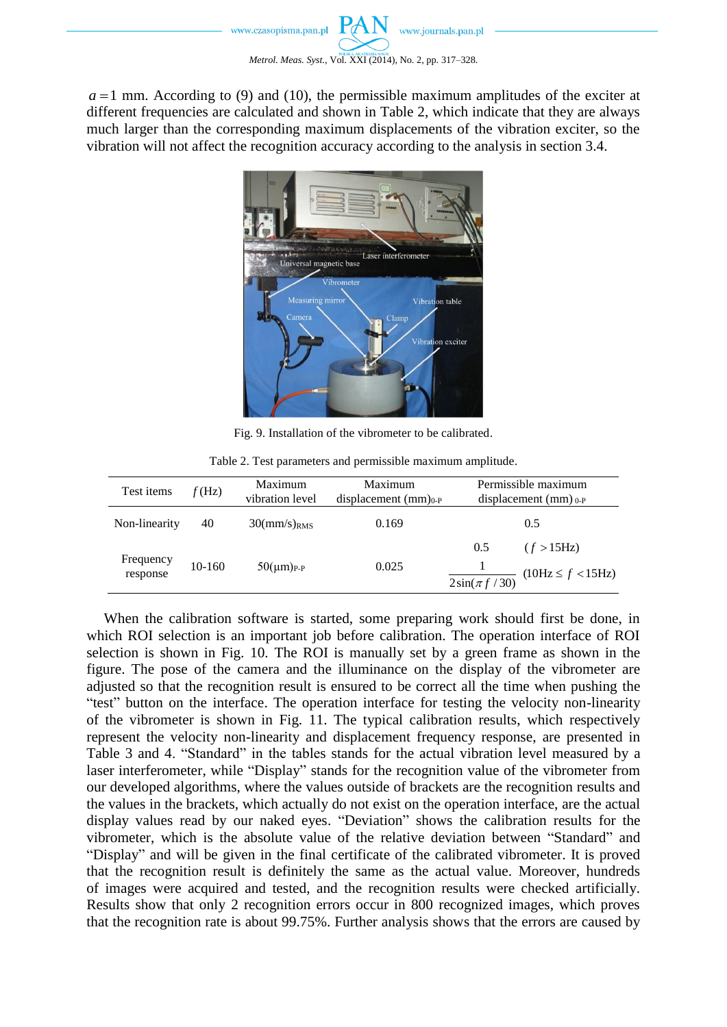$a = 1$ mm. According to (9) and (10), the permissible maximum amplitudes of the exciter at different frequencies are calculated and shown in Table 2, which indicate that they are always much larger than the corresponding maximum displacements of the vibration exciter, so the vibration will not affect the recognition accuracy according to the analysis in section 3.4.

Fig. 9. Installation of the vibrometer to be calibrated.

Table 2. Test parameters and permissible maximum amplitude.

| Test items | $f$ (Hz) | Maximum vibration level | Maximum displacement (mm)$_{0\text{-}P}$ | Permissible maximum displacement (mm) $_{0\text{-}P}$ |
|---|---|---|---|---|
| Non-linearity | 40 | 30(mm/s)$_{RMS}$ | 0.169 | 0.5 |
| Frequency response | 10-160 | 50(μm)$_{P\text{-}P}$ | 0.025 | 0.5 ($f > 15$Hz); $\dfrac{1}{2\sin(\pi f / 30)}$ (10Hz $\leq f <$ 15Hz) |

When the calibration software is started, some preparing work should first be done, in which ROI selection is an important job before calibration. The operation interface of ROI selection is shown in Fig. 10. The ROI is manually set by a green frame as shown in the figure. The pose of the camera and the illuminance on the display of the vibrometer are adjusted so that the recognition result is ensured to be correct all the time when pushing the "test" button on the interface. The operation interface for testing the velocity non-linearity of the vibrometer is shown in Fig. 11. The typical calibration results, which respectively represent the velocity non-linearity and displacement frequency response, are presented in Table 3 and 4. "Standard" in the tables stands for the actual vibration level measured by a laser interferometer, while "Display" stands for the recognition value of the vibrometer from our developed algorithms, where the values outside of brackets are the recognition results and the values in the brackets, which actually do not exist on the operation interface, are the actual display values read by our naked eyes. "Deviation" shows the calibration results for the vibrometer, which is the absolute value of the relative deviation between "Standard" and "Display" and will be given in the final certificate of the calibrated vibrometer. It is proved that the recognition result is definitely the same as the actual value. Moreover, hundreds of images were acquired and tested, and the recognition results were checked artificially. Results show that only 2 recognition errors occur in 800 recognized images, which proves that the recognition rate is about 99.75%. Further analysis shows that the errors are caused by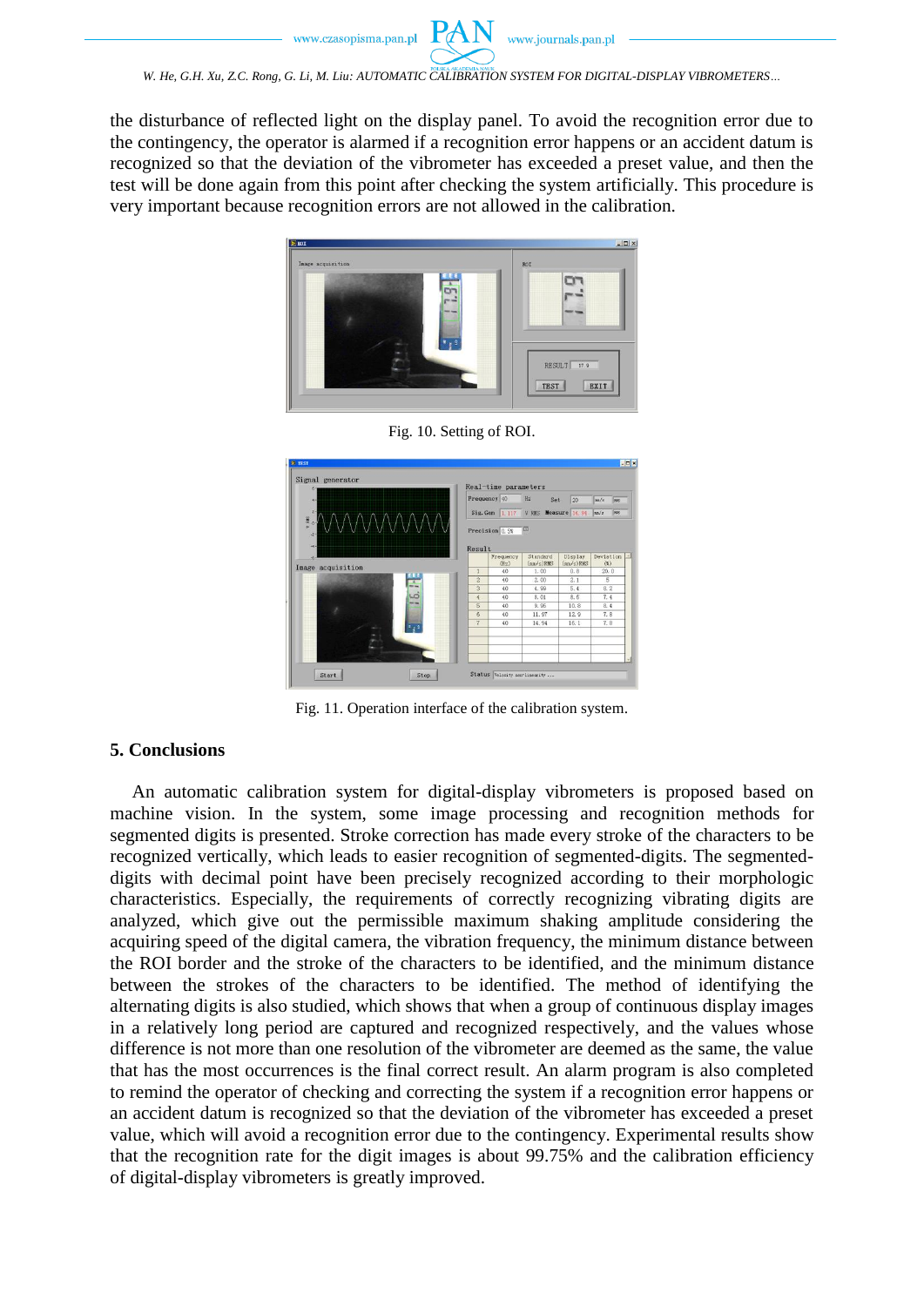the disturbance of reflected light on the display panel. To avoid the recognition error due to the contingency, the operator is alarmed if a recognition error happens or an accident datum is recognized so that the deviation of the vibrometer has exceeded a preset value, and then the test will be done again from this point after checking the system artificially. This procedure is very important because recognition errors are not allowed in the calibration.

Fig. 10. Setting of ROI.

Fig. 11. Operation interface of the calibration system.

## 5. Conclusions

An automatic calibration system for digital-display vibrometers is proposed based on machine vision. In the system, some image processing and recognition methods for segmented digits is presented. Stroke correction has made every stroke of the characters to be recognized vertically, which leads to easier recognition of segmented-digits. The segmented-digits with decimal point have been precisely recognized according to their morphologic characteristics. Especially, the requirements of correctly recognizing vibrating digits are analyzed, which give out the permissible maximum shaking amplitude considering the acquiring speed of the digital camera, the vibration frequency, the minimum distance between the ROI border and the stroke of the characters to be identified, and the minimum distance between the strokes of the characters to be identified. The method of identifying the alternating digits is also studied, which shows that when a group of continuous display images in a relatively long period are captured and recognized respectively, and the values whose difference is not more than one resolution of the vibrometer are deemed as the same, the value that has the most occurrences is the final correct result. An alarm program is also completed to remind the operator of checking and correcting the system if a recognition error happens or an accident datum is recognized so that the deviation of the vibrometer has exceeded a preset value, which will avoid a recognition error due to the contingency. Experimental results show that the recognition rate for the digit images is about 99.75% and the calibration efficiency of digital-display vibrometers is greatly improved.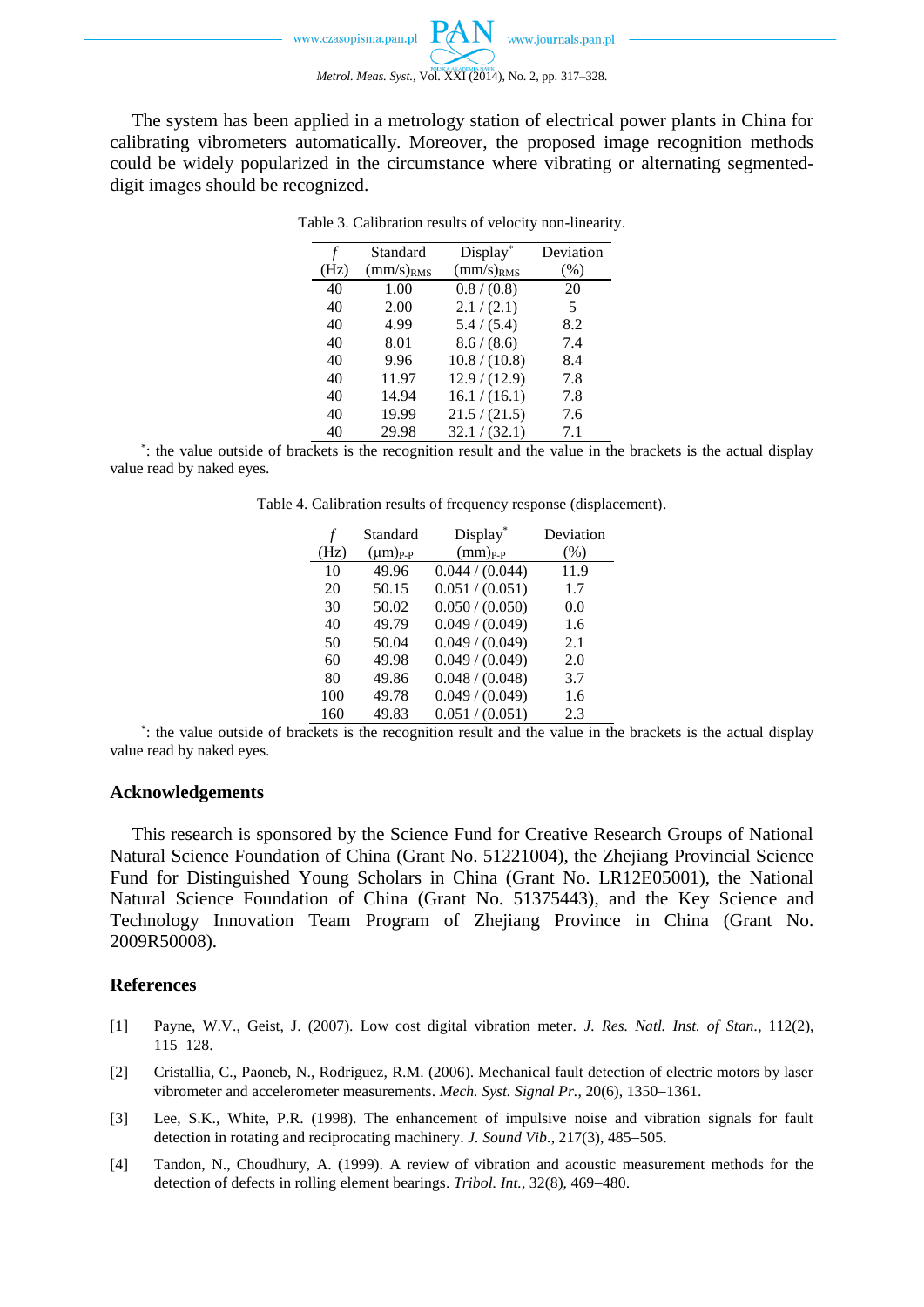The system has been applied in a metrology station of electrical power plants in China for calibrating vibrometers automatically. Moreover, the proposed image recognition methods could be widely popularized in the circumstance where vibrating or alternating segmented-digit images should be recognized.

Table 3. Calibration results of velocity non-linearity.

| $f$ (Hz) | Standard $(\text{mm/s})_{\text{RMS}}$ | Display* $(\text{mm/s})_{\text{RMS}}$ | Deviation (%) |
|---|---|---|---|
| 40 | 1.00 | 0.8 / (0.8) | 20 |
| 40 | 2.00 | 2.1 / (2.1) | 5 |
| 40 | 4.99 | 5.4 / (5.4) | 8.2 |
| 40 | 8.01 | 8.6 / (8.6) | 7.4 |
| 40 | 9.96 | 10.8 / (10.8) | 8.4 |
| 40 | 11.97 | 12.9 / (12.9) | 7.8 |
| 40 | 14.94 | 16.1 / (16.1) | 7.8 |
| 40 | 19.99 | 21.5 / (21.5) | 7.6 |
| 40 | 29.98 | 32.1 / (32.1) | 7.1 |

*: the value outside of brackets is the recognition result and the value in the brackets is the actual display value read by naked eyes.

Table 4. Calibration results of frequency response (displacement).

| $f$ (Hz) | Standard $(\mu\text{m})_{\text{P-P}}$ | Display* $(\text{mm})_{\text{P-P}}$ | Deviation (%) |
|---|---|---|---|
| 10 | 49.96 | 0.044 / (0.044) | 11.9 |
| 20 | 50.15 | 0.051 / (0.051) | 1.7 |
| 30 | 50.02 | 0.050 / (0.050) | 0.0 |
| 40 | 49.79 | 0.049 / (0.049) | 1.6 |
| 50 | 50.04 | 0.049 / (0.049) | 2.1 |
| 60 | 49.98 | 0.049 / (0.049) | 2.0 |
| 80 | 49.86 | 0.048 / (0.048) | 3.7 |
| 100 | 49.78 | 0.049 / (0.049) | 1.6 |
| 160 | 49.83 | 0.051 / (0.051) | 2.3 |

*: the value outside of brackets is the recognition result and the value in the brackets is the actual display value read by naked eyes.

## Acknowledgements

This research is sponsored by the Science Fund for Creative Research Groups of National Natural Science Foundation of China (Grant No. 51221004), the Zhejiang Provincial Science Fund for Distinguished Young Scholars in China (Grant No. LR12E05001), the National Natural Science Foundation of China (Grant No. 51375443), and the Key Science and Technology Innovation Team Program of Zhejiang Province in China (Grant No. 2009R50008).

## References

[1] Payne, W.V., Geist, J. (2007). Low cost digital vibration meter. *J. Res. Natl. Inst. of Stan.*, 112(2), 115–128.

[2] Cristallia, C., Paoneb, N., Rodriguez, R.M. (2006). Mechanical fault detection of electric motors by laser vibrometer and accelerometer measurements. *Mech. Syst. Signal Pr.*, 20(6), 1350–1361.

[3] Lee, S.K., White, P.R. (1998). The enhancement of impulsive noise and vibration signals for fault detection in rotating and reciprocating machinery. *J. Sound Vib.*, 217(3), 485–505.

[4] Tandon, N., Choudhury, A. (1999). A review of vibration and acoustic measurement methods for the detection of defects in rolling element bearings. *Tribol. Int.*, 32(8), 469–480.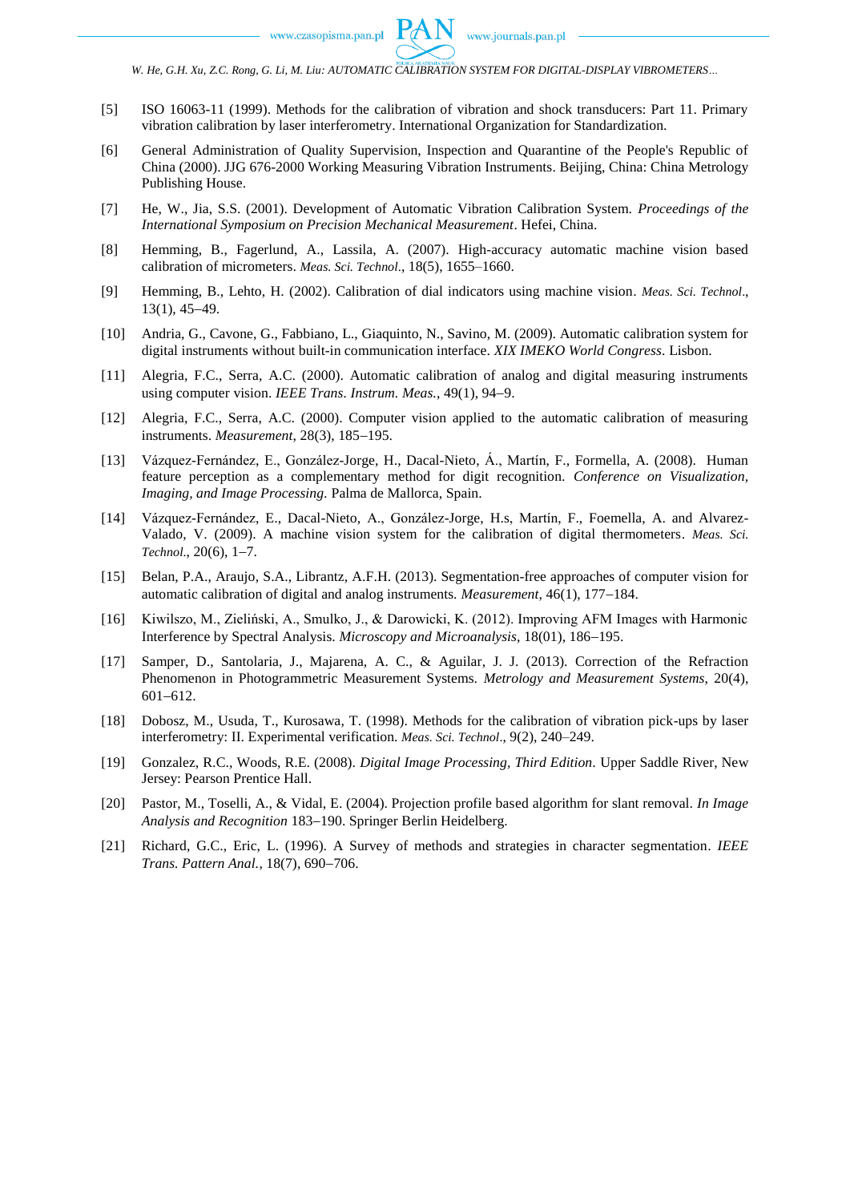[5] ISO 16063-11 (1999). Methods for the calibration of vibration and shock transducers: Part 11. Primary vibration calibration by laser interferometry. International Organization for Standardization.

[6] General Administration of Quality Supervision, Inspection and Quarantine of the People's Republic of China (2000). JJG 676-2000 Working Measuring Vibration Instruments. Beijing, China: China Metrology Publishing House.

[7] He, W., Jia, S.S. (2001). Development of Automatic Vibration Calibration System. *Proceedings of the International Symposium on Precision Mechanical Measurement*. Hefei, China.

[8] Hemming, B., Fagerlund, A., Lassila, A. (2007). High-accuracy automatic machine vision based calibration of micrometers. *Meas. Sci. Technol*., 18(5), 1655–1660.

[9] Hemming, B., Lehto, H. (2002). Calibration of dial indicators using machine vision. *Meas. Sci. Technol*., 13(1), 45–49.

[10] Andria, G., Cavone, G., Fabbiano, L., Giaquinto, N., Savino, M. (2009). Automatic calibration system for digital instruments without built-in communication interface. *XIX IMEKO World Congress*. Lisbon.

[11] Alegria, F.C., Serra, A.C. (2000). Automatic calibration of analog and digital measuring instruments using computer vision. *IEEE Trans. Instrum. Meas.*, 49(1), 94–9.

[12] Alegria, F.C., Serra, A.C. (2000). Computer vision applied to the automatic calibration of measuring instruments. *Measurement*, 28(3), 185–195.

[13] Vázquez-Fernández, E., González-Jorge, H., Dacal-Nieto, Á., Martín, F., Formella, A. (2008). Human feature perception as a complementary method for digit recognition. *Conference on Visualization, Imaging, and Image Processing*. Palma de Mallorca, Spain.

[14] Vázquez-Fernández, E., Dacal-Nieto, A., González-Jorge, H.s, Martín, F., Foemella, A. and Alvarez-Valado, V. (2009). A machine vision system for the calibration of digital thermometers. *Meas. Sci. Technol*., 20(6), 1–7.

[15] Belan, P.A., Araujo, S.A., Librantz, A.F.H. (2013). Segmentation-free approaches of computer vision for automatic calibration of digital and analog instruments. *Measurement*, 46(1), 177–184.

[16] Kiwilszo, M., Zieliński, A., Smulko, J., & Darowicki, K. (2012). Improving AFM Images with Harmonic Interference by Spectral Analysis. *Microscopy and Microanalysis*, 18(01), 186–195.

[17] Samper, D., Santolaria, J., Majarena, A. C., & Aguilar, J. J. (2013). Correction of the Refraction Phenomenon in Photogrammetric Measurement Systems. *Metrology and Measurement Systems*, 20(4), 601–612.

[18] Dobosz, M., Usuda, T., Kurosawa, T. (1998). Methods for the calibration of vibration pick-ups by laser interferometry: II. Experimental verification. *Meas. Sci. Technol*., 9(2), 240–249.

[19] Gonzalez, R.C., Woods, R.E. (2008). *Digital Image Processing, Third Edition*. Upper Saddle River, New Jersey: Pearson Prentice Hall.

[20] Pastor, M., Toselli, A., & Vidal, E. (2004). Projection profile based algorithm for slant removal. *In Image Analysis and Recognition* 183–190. Springer Berlin Heidelberg.

[21] Richard, G.C., Eric, L. (1996). A Survey of methods and strategies in character segmentation. *IEEE Trans. Pattern Anal.*, 18(7), 690–706.